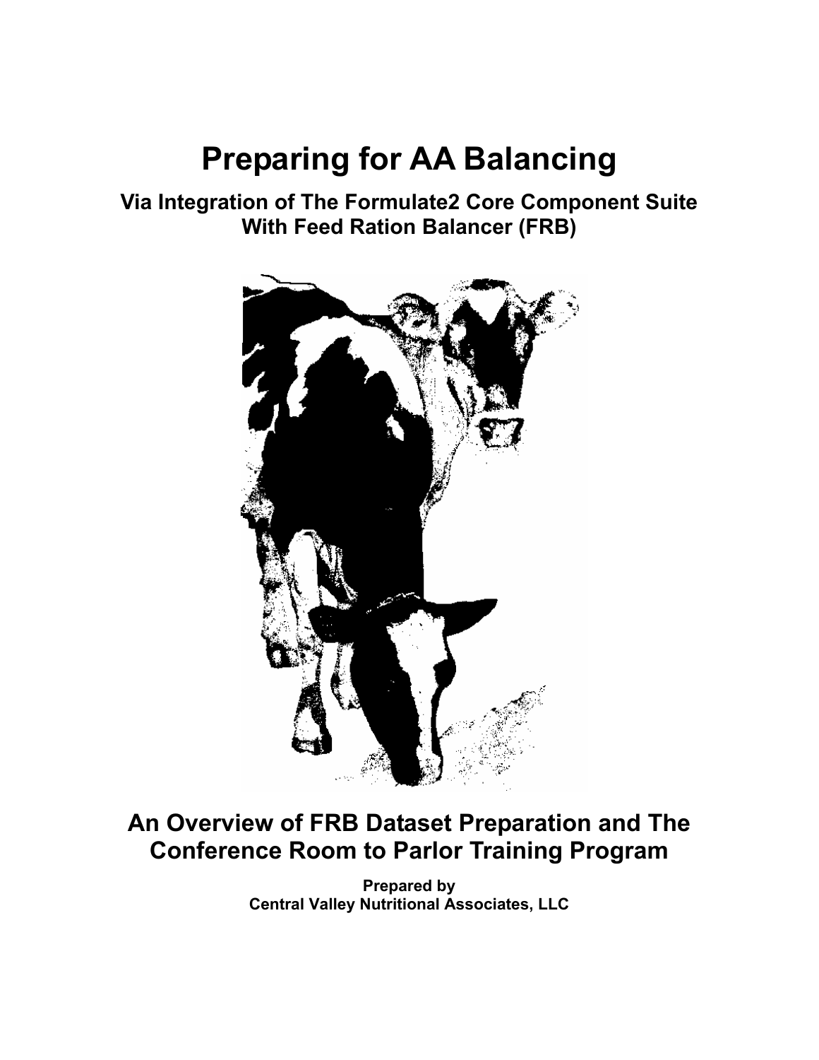# Preparing for AA Balancing

## Via Integration of The Formulate2 Core Component Suite With Feed Ration Balancer (FRB)

## An Overview of FRB Dataset Preparation and The Conference Room to Parlor Training Program

**Prepared by**
**Central Valley Nutritional Associates, LLC**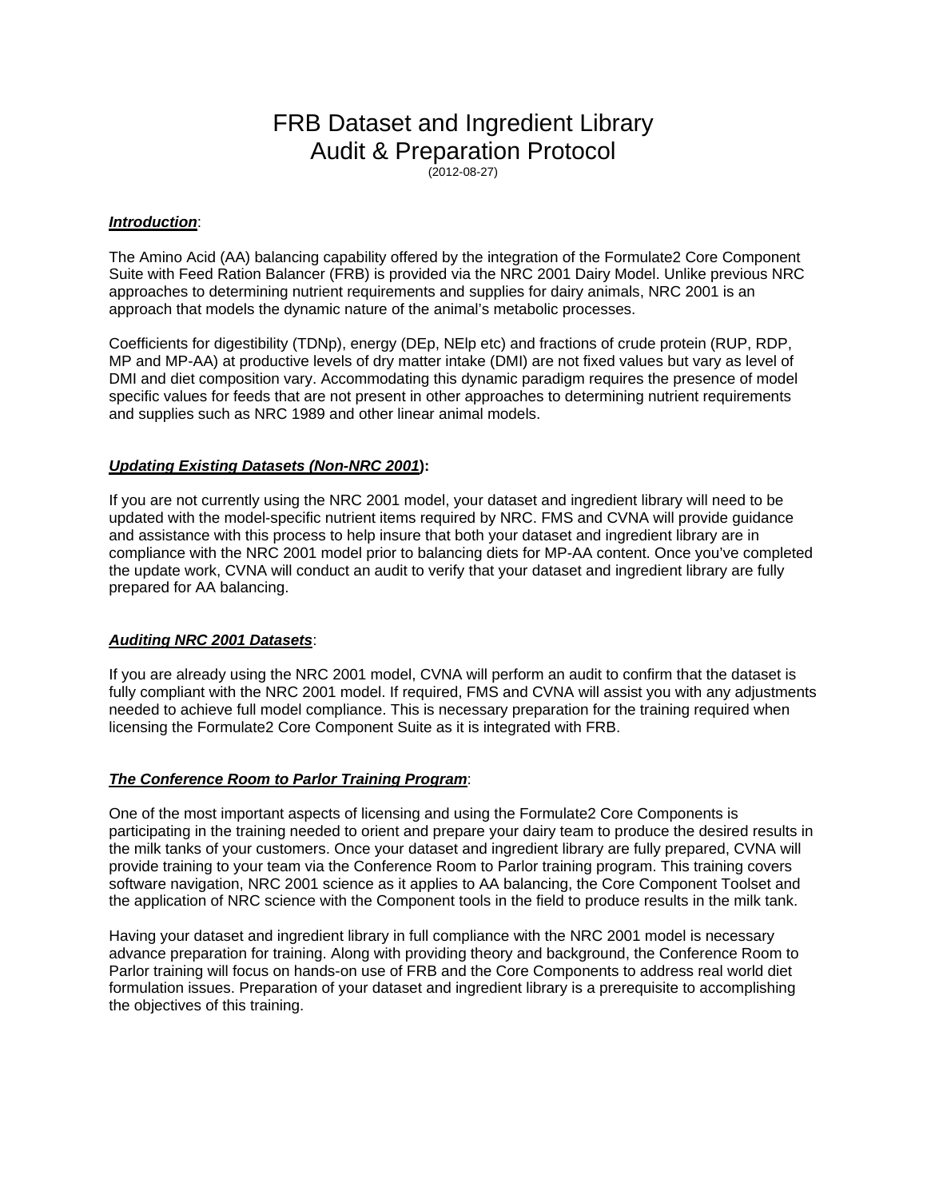# FRB Dataset and Ingredient Library Audit & Preparation Protocol

(2012-08-27)

***Introduction***:

The Amino Acid (AA) balancing capability offered by the integration of the Formulate2 Core Component Suite with Feed Ration Balancer (FRB) is provided via the NRC 2001 Dairy Model. Unlike previous NRC approaches to determining nutrient requirements and supplies for dairy animals, NRC 2001 is an approach that models the dynamic nature of the animal's metabolic processes.

Coefficients for digestibility (TDNp), energy (DEp, NElp etc) and fractions of crude protein (RUP, RDP, MP and MP-AA) at productive levels of dry matter intake (DMI) are not fixed values but vary as level of DMI and diet composition vary. Accommodating this dynamic paradigm requires the presence of model specific values for feeds that are not present in other approaches to determining nutrient requirements and supplies such as NRC 1989 and other linear animal models.

***Updating Existing Datasets (Non-NRC 2001)*****:**

If you are not currently using the NRC 2001 model, your dataset and ingredient library will need to be updated with the model-specific nutrient items required by NRC. FMS and CVNA will provide guidance and assistance with this process to help insure that both your dataset and ingredient library are in compliance with the NRC 2001 model prior to balancing diets for MP-AA content. Once you've completed the update work, CVNA will conduct an audit to verify that your dataset and ingredient library are fully prepared for AA balancing.

***Auditing NRC 2001 Datasets***:

If you are already using the NRC 2001 model, CVNA will perform an audit to confirm that the dataset is fully compliant with the NRC 2001 model. If required, FMS and CVNA will assist you with any adjustments needed to achieve full model compliance. This is necessary preparation for the training required when licensing the Formulate2 Core Component Suite as it is integrated with FRB.

***The Conference Room to Parlor Training Program***:

One of the most important aspects of licensing and using the Formulate2 Core Components is participating in the training needed to orient and prepare your dairy team to produce the desired results in the milk tanks of your customers. Once your dataset and ingredient library are fully prepared, CVNA will provide training to your team via the Conference Room to Parlor training program. This training covers software navigation, NRC 2001 science as it applies to AA balancing, the Core Component Toolset and the application of NRC science with the Component tools in the field to produce results in the milk tank.

Having your dataset and ingredient library in full compliance with the NRC 2001 model is necessary advance preparation for training. Along with providing theory and background, the Conference Room to Parlor training will focus on hands-on use of FRB and the Core Components to address real world diet formulation issues. Preparation of your dataset and ingredient library is a prerequisite to accomplishing the objectives of this training.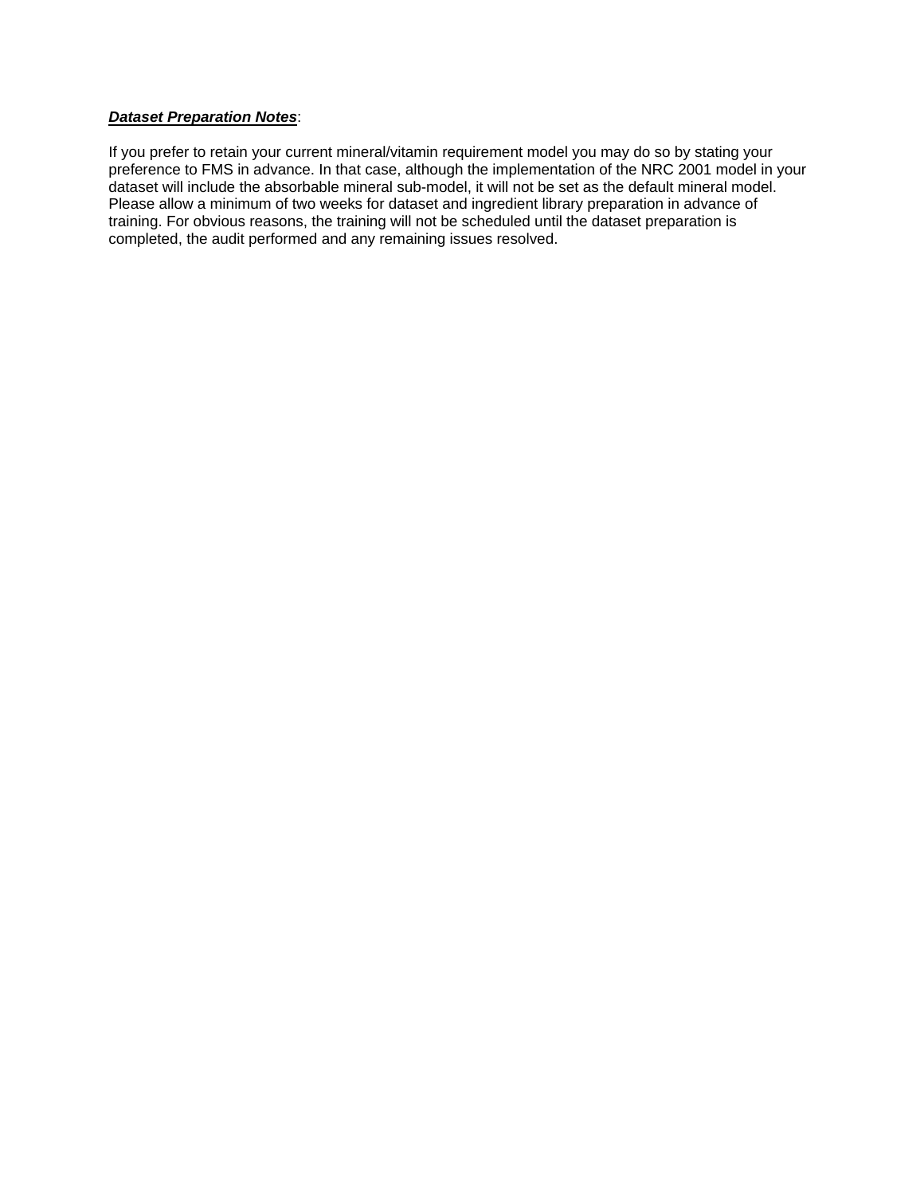***<u>Dataset Preparation Notes</u>***:

If you prefer to retain your current mineral/vitamin requirement model you may do so by stating your preference to FMS in advance. In that case, although the implementation of the NRC 2001 model in your dataset will include the absorbable mineral sub-model, it will not be set as the default mineral model. Please allow a minimum of two weeks for dataset and ingredient library preparation in advance of training. For obvious reasons, the training will not be scheduled until the dataset preparation is completed, the audit performed and any remaining issues resolved.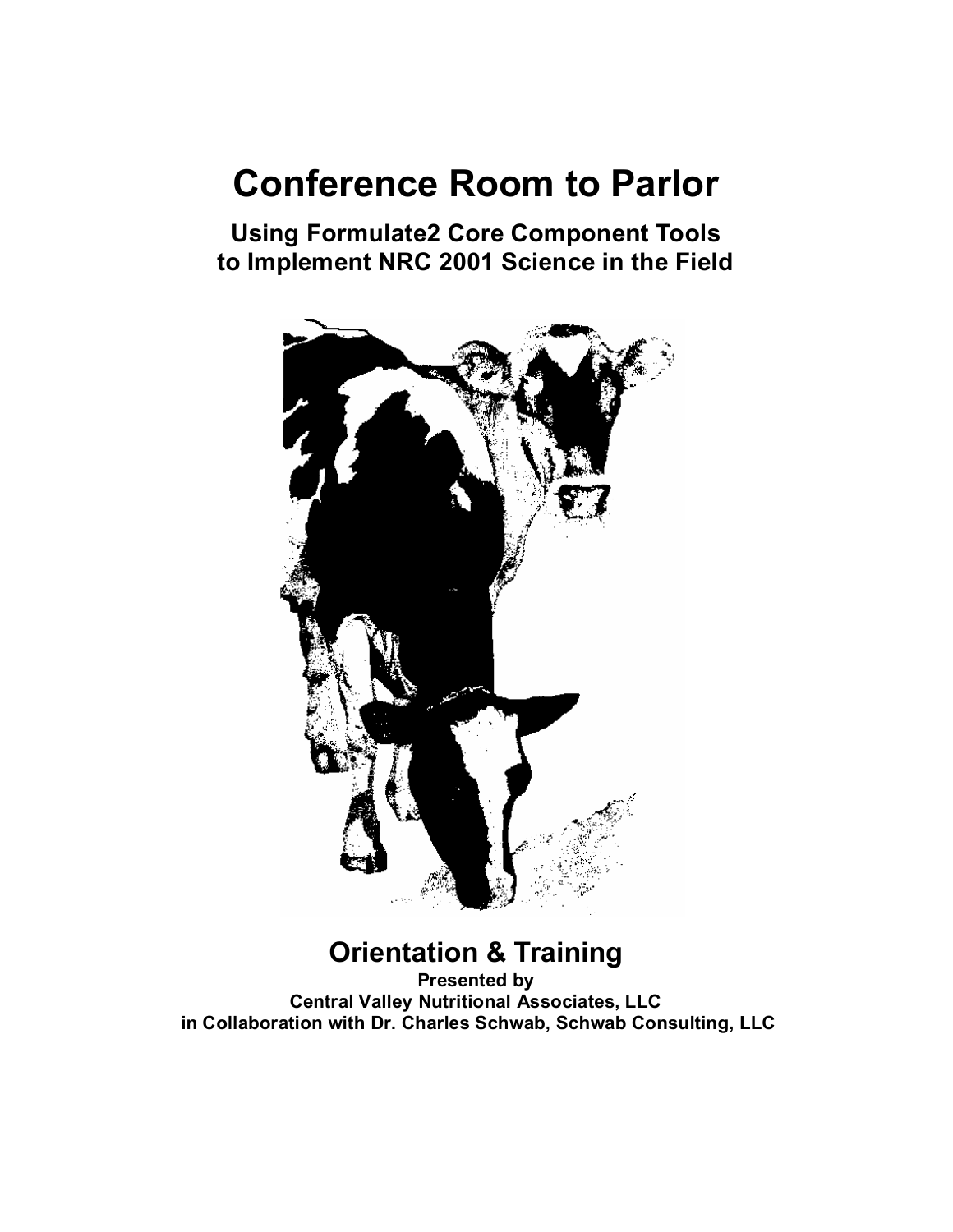# Conference Room to Parlor

**Using Formulate2 Core Component Tools**
**to Implement NRC 2001 Science in the Field**

## Orientation & Training

**Presented by**
**Central Valley Nutritional Associates, LLC**
**in Collaboration with Dr. Charles Schwab, Schwab Consulting, LLC**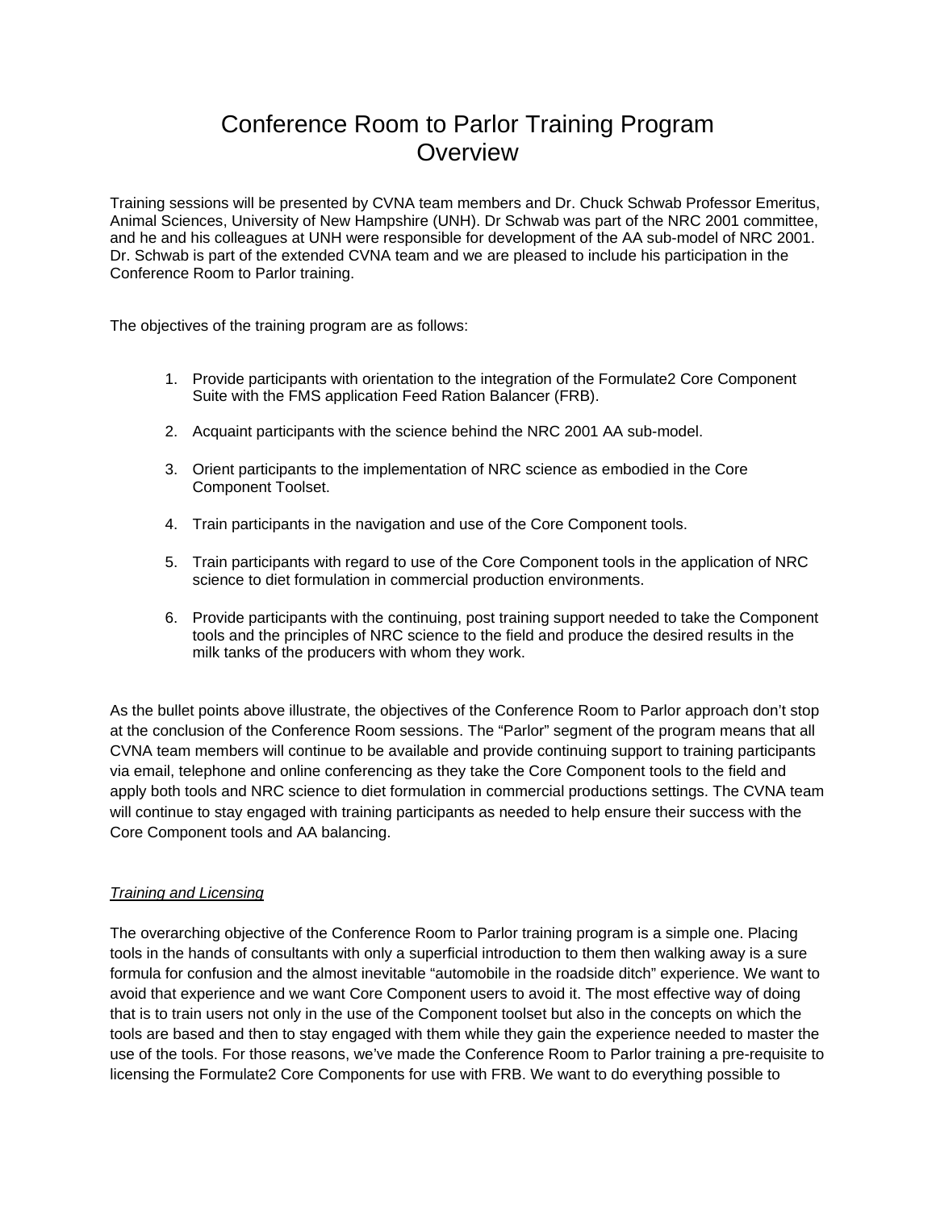# Conference Room to Parlor Training Program Overview

Training sessions will be presented by CVNA team members and Dr. Chuck Schwab Professor Emeritus, Animal Sciences, University of New Hampshire (UNH). Dr Schwab was part of the NRC 2001 committee, and he and his colleagues at UNH were responsible for development of the AA sub-model of NRC 2001. Dr. Schwab is part of the extended CVNA team and we are pleased to include his participation in the Conference Room to Parlor training.

The objectives of the training program are as follows:

1. Provide participants with orientation to the integration of the Formulate2 Core Component Suite with the FMS application Feed Ration Balancer (FRB).
2. Acquaint participants with the science behind the NRC 2001 AA sub-model.
3. Orient participants to the implementation of NRC science as embodied in the Core Component Toolset.
4. Train participants in the navigation and use of the Core Component tools.
5. Train participants with regard to use of the Core Component tools in the application of NRC science to diet formulation in commercial production environments.
6. Provide participants with the continuing, post training support needed to take the Component tools and the principles of NRC science to the field and produce the desired results in the milk tanks of the producers with whom they work.

As the bullet points above illustrate, the objectives of the Conference Room to Parlor approach don't stop at the conclusion of the Conference Room sessions. The "Parlor" segment of the program means that all CVNA team members will continue to be available and provide continuing support to training participants via email, telephone and online conferencing as they take the Core Component tools to the field and apply both tools and NRC science to diet formulation in commercial productions settings. The CVNA team will continue to stay engaged with training participants as needed to help ensure their success with the Core Component tools and AA balancing.

*Training and Licensing*

The overarching objective of the Conference Room to Parlor training program is a simple one. Placing tools in the hands of consultants with only a superficial introduction to them then walking away is a sure formula for confusion and the almost inevitable "automobile in the roadside ditch" experience. We want to avoid that experience and we want Core Component users to avoid it. The most effective way of doing that is to train users not only in the use of the Component toolset but also in the concepts on which the tools are based and then to stay engaged with them while they gain the experience needed to master the use of the tools. For those reasons, we've made the Conference Room to Parlor training a pre-requisite to licensing the Formulate2 Core Components for use with FRB. We want to do everything possible to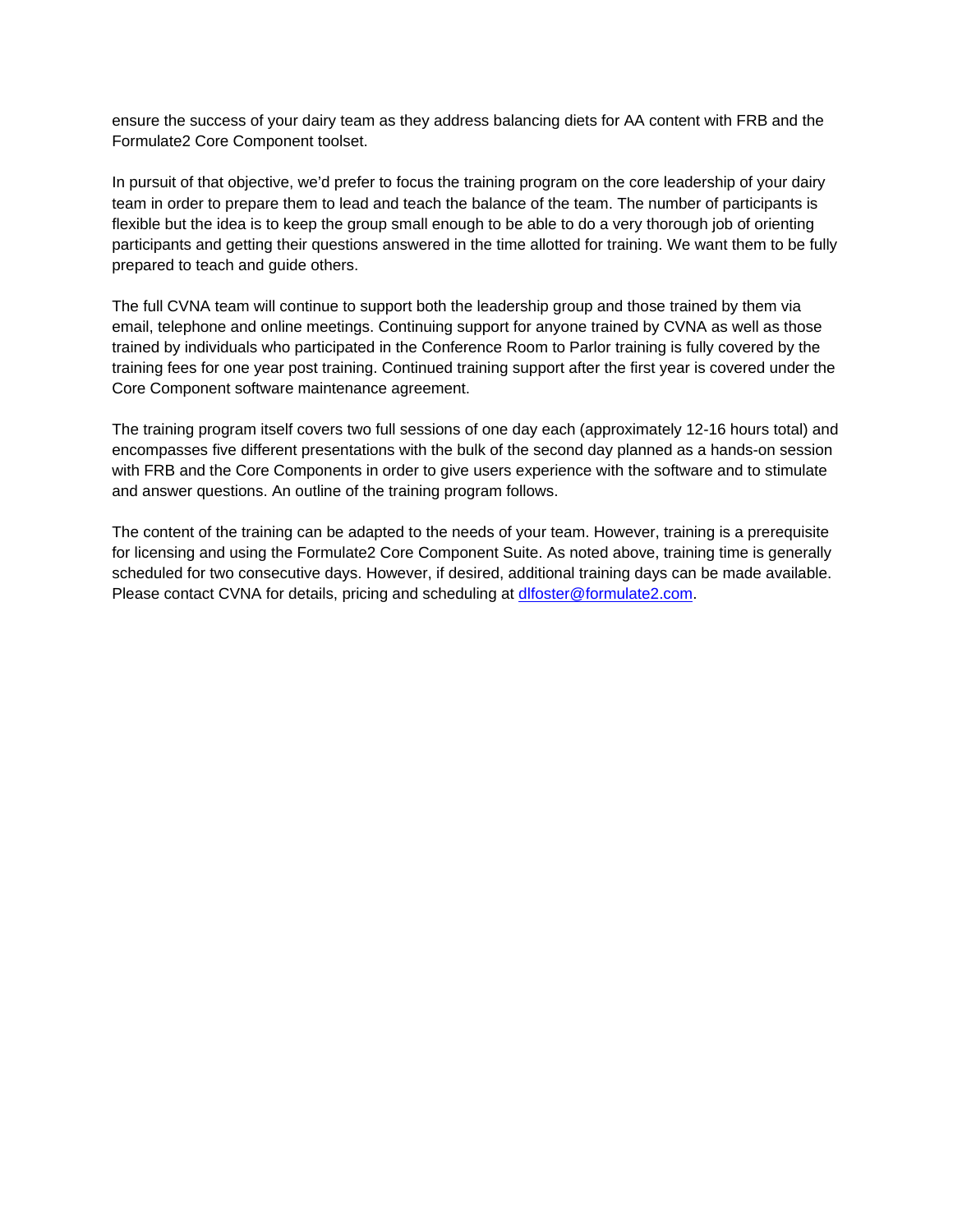ensure the success of your dairy team as they address balancing diets for AA content with FRB and the Formulate2 Core Component toolset.

In pursuit of that objective, we'd prefer to focus the training program on the core leadership of your dairy team in order to prepare them to lead and teach the balance of the team. The number of participants is flexible but the idea is to keep the group small enough to be able to do a very thorough job of orienting participants and getting their questions answered in the time allotted for training. We want them to be fully prepared to teach and guide others.

The full CVNA team will continue to support both the leadership group and those trained by them via email, telephone and online meetings. Continuing support for anyone trained by CVNA as well as those trained by individuals who participated in the Conference Room to Parlor training is fully covered by the training fees for one year post training. Continued training support after the first year is covered under the Core Component software maintenance agreement.

The training program itself covers two full sessions of one day each (approximately 12-16 hours total) and encompasses five different presentations with the bulk of the second day planned as a hands-on session with FRB and the Core Components in order to give users experience with the software and to stimulate and answer questions. An outline of the training program follows.

The content of the training can be adapted to the needs of your team. However, training is a prerequisite for licensing and using the Formulate2 Core Component Suite. As noted above, training time is generally scheduled for two consecutive days. However, if desired, additional training days can be made available. Please contact CVNA for details, pricing and scheduling at [dlfoster@formulate2.com](mailto:dlfoster@formulate2.com).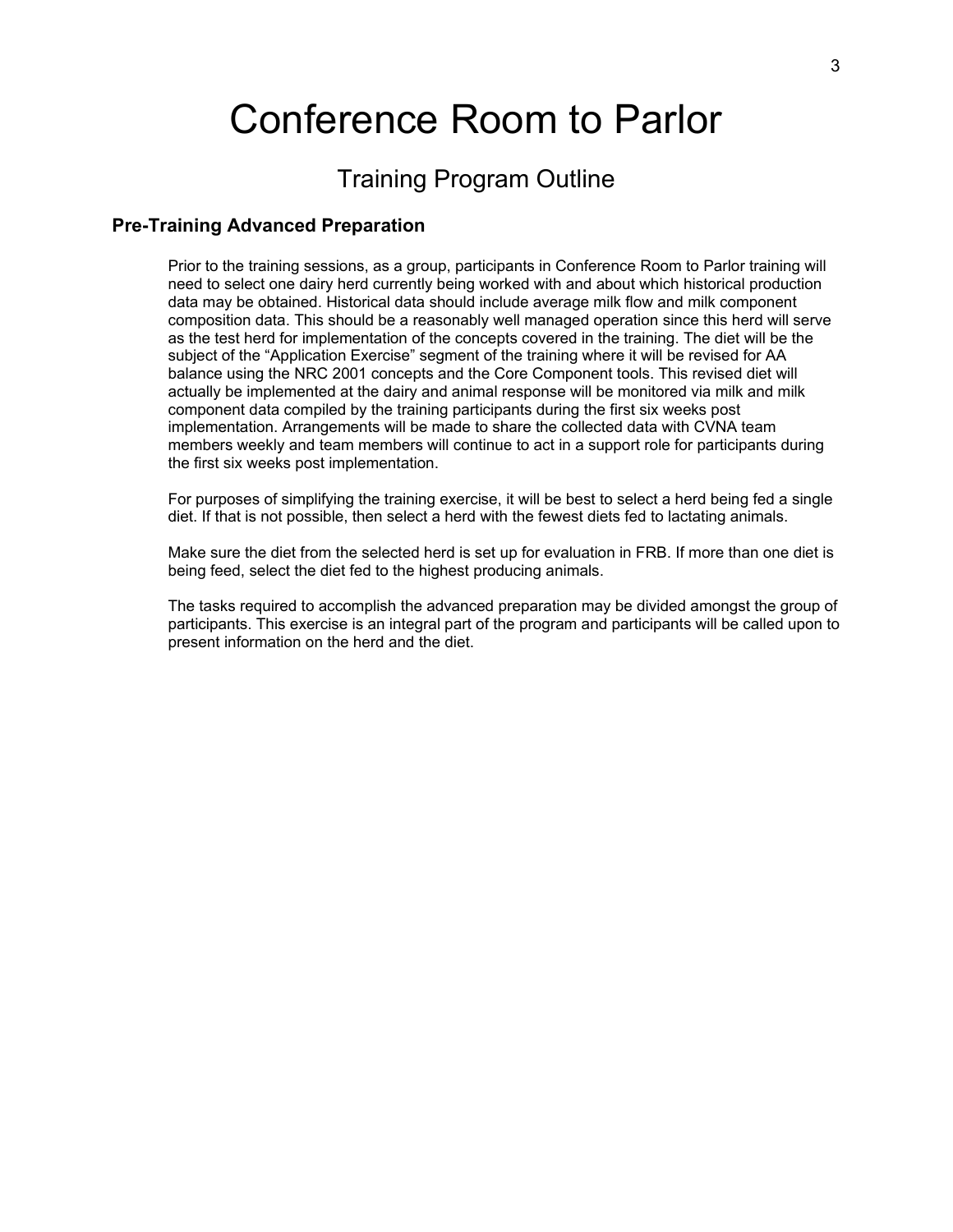# Conference Room to Parlor

## Training Program Outline

### Pre-Training Advanced Preparation

Prior to the training sessions, as a group, participants in Conference Room to Parlor training will need to select one dairy herd currently being worked with and about which historical production data may be obtained. Historical data should include average milk flow and milk component composition data. This should be a reasonably well managed operation since this herd will serve as the test herd for implementation of the concepts covered in the training. The diet will be the subject of the "Application Exercise" segment of the training where it will be revised for AA balance using the NRC 2001 concepts and the Core Component tools. This revised diet will actually be implemented at the dairy and animal response will be monitored via milk and milk component data compiled by the training participants during the first six weeks post implementation. Arrangements will be made to share the collected data with CVNA team members weekly and team members will continue to act in a support role for participants during the first six weeks post implementation.

For purposes of simplifying the training exercise, it will be best to select a herd being fed a single diet. If that is not possible, then select a herd with the fewest diets fed to lactating animals.

Make sure the diet from the selected herd is set up for evaluation in FRB. If more than one diet is being feed, select the diet fed to the highest producing animals.

The tasks required to accomplish the advanced preparation may be divided amongst the group of participants. This exercise is an integral part of the program and participants will be called upon to present information on the herd and the diet.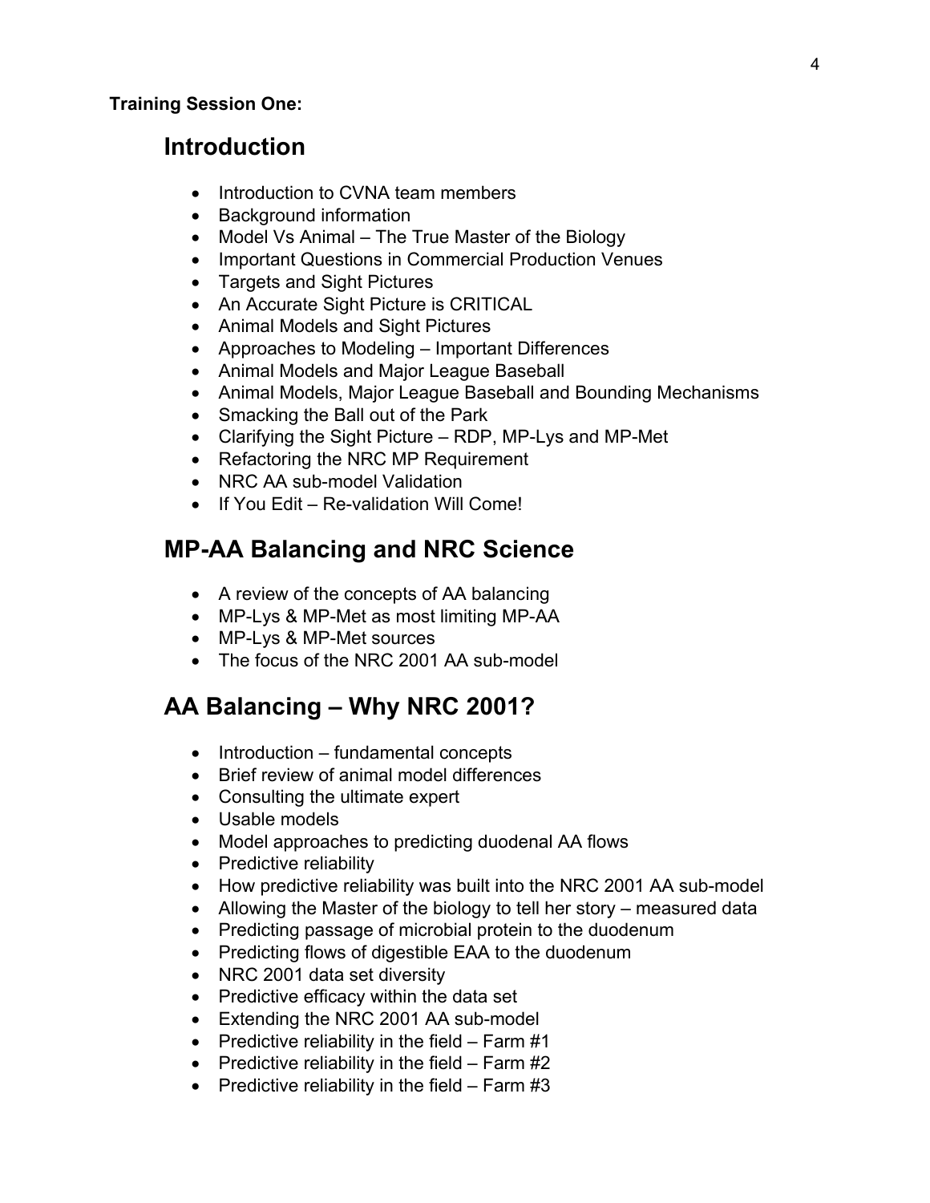**Training Session One:**

## Introduction

- Introduction to CVNA team members
- Background information
- Model Vs Animal – The True Master of the Biology
- Important Questions in Commercial Production Venues
- Targets and Sight Pictures
- An Accurate Sight Picture is CRITICAL
- Animal Models and Sight Pictures
- Approaches to Modeling – Important Differences
- Animal Models and Major League Baseball
- Animal Models, Major League Baseball and Bounding Mechanisms
- Smacking the Ball out of the Park
- Clarifying the Sight Picture – RDP, MP-Lys and MP-Met
- Refactoring the NRC MP Requirement
- NRC AA sub-model Validation
- If You Edit – Re-validation Will Come!

## MP-AA Balancing and NRC Science

- A review of the concepts of AA balancing
- MP-Lys & MP-Met as most limiting MP-AA
- MP-Lys & MP-Met sources
- The focus of the NRC 2001 AA sub-model

## AA Balancing – Why NRC 2001?

- Introduction – fundamental concepts
- Brief review of animal model differences
- Consulting the ultimate expert
- Usable models
- Model approaches to predicting duodenal AA flows
- Predictive reliability
- How predictive reliability was built into the NRC 2001 AA sub-model
- Allowing the Master of the biology to tell her story – measured data
- Predicting passage of microbial protein to the duodenum
- Predicting flows of digestible EAA to the duodenum
- NRC 2001 data set diversity
- Predictive efficacy within the data set
- Extending the NRC 2001 AA sub-model
- Predictive reliability in the field – Farm #1
- Predictive reliability in the field – Farm #2
- Predictive reliability in the field – Farm #3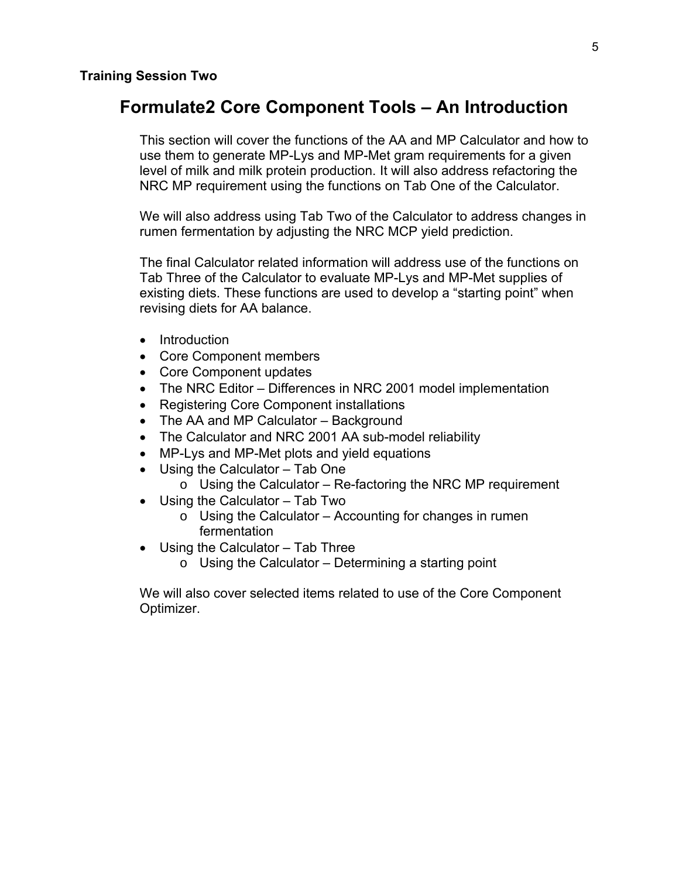**Training Session Two**

# Formulate2 Core Component Tools – An Introduction

This section will cover the functions of the AA and MP Calculator and how to use them to generate MP-Lys and MP-Met gram requirements for a given level of milk and milk protein production. It will also address refactoring the NRC MP requirement using the functions on Tab One of the Calculator.

We will also address using Tab Two of the Calculator to address changes in rumen fermentation by adjusting the NRC MCP yield prediction.

The final Calculator related information will address use of the functions on Tab Three of the Calculator to evaluate MP-Lys and MP-Met supplies of existing diets. These functions are used to develop a "starting point" when revising diets for AA balance.

- Introduction
- Core Component members
- Core Component updates
- The NRC Editor – Differences in NRC 2001 model implementation
- Registering Core Component installations
- The AA and MP Calculator – Background
- The Calculator and NRC 2001 AA sub-model reliability
- MP-Lys and MP-Met plots and yield equations
- Using the Calculator – Tab One
    - Using the Calculator – Re-factoring the NRC MP requirement
- Using the Calculator – Tab Two
    - Using the Calculator – Accounting for changes in rumen fermentation
- Using the Calculator – Tab Three
    - Using the Calculator – Determining a starting point

We will also cover selected items related to use of the Core Component Optimizer.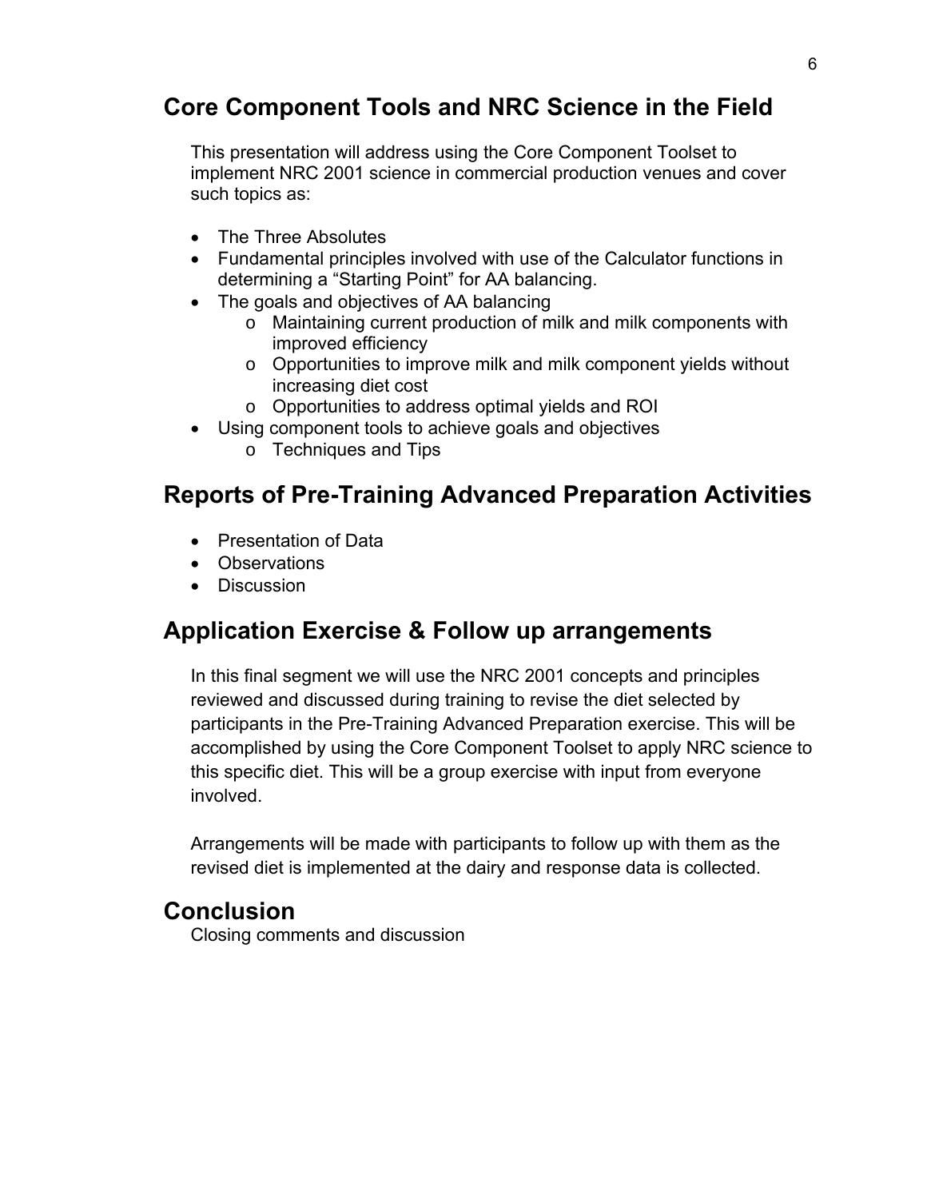## Core Component Tools and NRC Science in the Field

This presentation will address using the Core Component Toolset to implement NRC 2001 science in commercial production venues and cover such topics as:

- The Three Absolutes
- Fundamental principles involved with use of the Calculator functions in determining a "Starting Point" for AA balancing.
- The goals and objectives of AA balancing
  - Maintaining current production of milk and milk components with improved efficiency
  - Opportunities to improve milk and milk component yields without increasing diet cost
  - Opportunities to address optimal yields and ROI
- Using component tools to achieve goals and objectives
  - Techniques and Tips

## Reports of Pre-Training Advanced Preparation Activities

- Presentation of Data
- Observations
- Discussion

## Application Exercise & Follow up arrangements

In this final segment we will use the NRC 2001 concepts and principles reviewed and discussed during training to revise the diet selected by participants in the Pre-Training Advanced Preparation exercise. This will be accomplished by using the Core Component Toolset to apply NRC science to this specific diet. This will be a group exercise with input from everyone involved.

Arrangements will be made with participants to follow up with them as the revised diet is implemented at the dairy and response data is collected.

## Conclusion

Closing comments and discussion